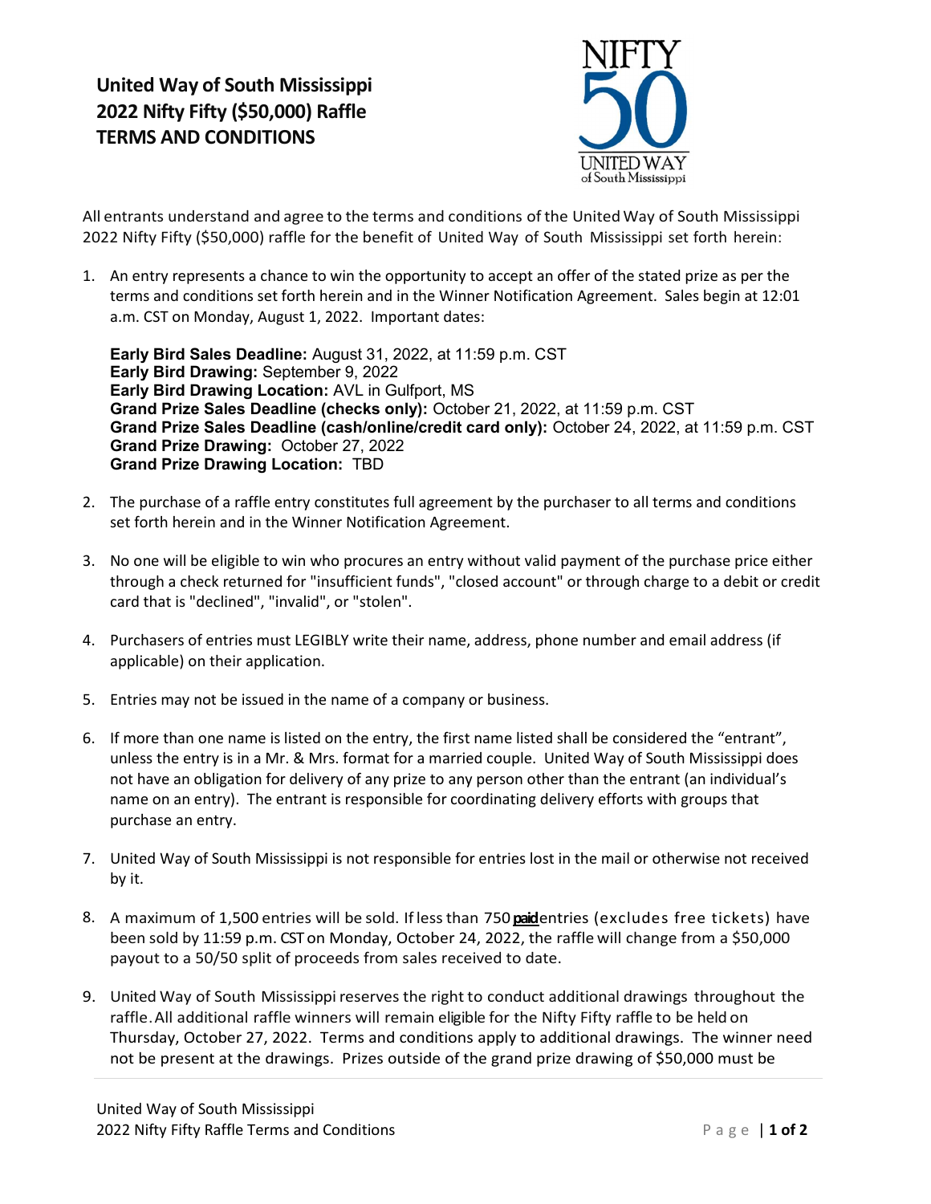# United Way of South Mississippi 2022 Nifty Fifty ($50,000) Raffle TERMS AND CONDITIONS

All entrants understand and agree to the terms and conditions of the United Way of South Mississippi 2022 Nifty Fifty ($50,000) raffle for the benefit of United Way of South Mississippi set forth herein:

1. An entry represents a chance to win the opportunity to accept an offer of the stated prize as per the terms and conditions set forth herein and in the Winner Notification Agreement. Sales begin at 12:01 a.m. CST on Monday, August 1, 2022. Important dates:

   **Early Bird Sales Deadline:** August 31, 2022, at 11:59 p.m. CST
   **Early Bird Drawing:** September 9, 2022
   **Early Bird Drawing Location:** AVL in Gulfport, MS
   **Grand Prize Sales Deadline (checks only):** October 21, 2022, at 11:59 p.m. CST
   **Grand Prize Sales Deadline (cash/online/credit card only):** October 24, 2022, at 11:59 p.m. CST
   **Grand Prize Drawing:** October 27, 2022
   **Grand Prize Drawing Location:** TBD

2. The purchase of a raffle entry constitutes full agreement by the purchaser to all terms and conditions set forth herein and in the Winner Notification Agreement.

3. No one will be eligible to win who procures an entry without valid payment of the purchase price either through a check returned for "insufficient funds", "closed account" or through charge to a debit or credit card that is "declined", "invalid", or "stolen".

4. Purchasers of entries must LEGIBLY write their name, address, phone number and email address (if applicable) on their application.

5. Entries may not be issued in the name of a company or business.

6. If more than one name is listed on the entry, the first name listed shall be considered the "entrant", unless the entry is in a Mr. & Mrs. format for a married couple. United Way of South Mississippi does not have an obligation for delivery of any prize to any person other than the entrant (an individual's name on an entry). The entrant is responsible for coordinating delivery efforts with groups that purchase an entry.

7. United Way of South Mississippi is not responsible for entries lost in the mail or otherwise not received by it.

8. A maximum of 1,500 entries will be sold. If less than 750 **paid** entries (excludes free tickets) have been sold by 11:59 p.m. CST on Monday, October 24, 2022, the raffle will change from a $50,000 payout to a 50/50 split of proceeds from sales received to date.

9. United Way of South Mississippi reserves the right to conduct additional drawings throughout the raffle. All additional raffle winners will remain eligible for the Nifty Fifty raffle to be held on Thursday, October 27, 2022. Terms and conditions apply to additional drawings. The winner need not be present at the drawings. Prizes outside of the grand prize drawing of $50,000 must be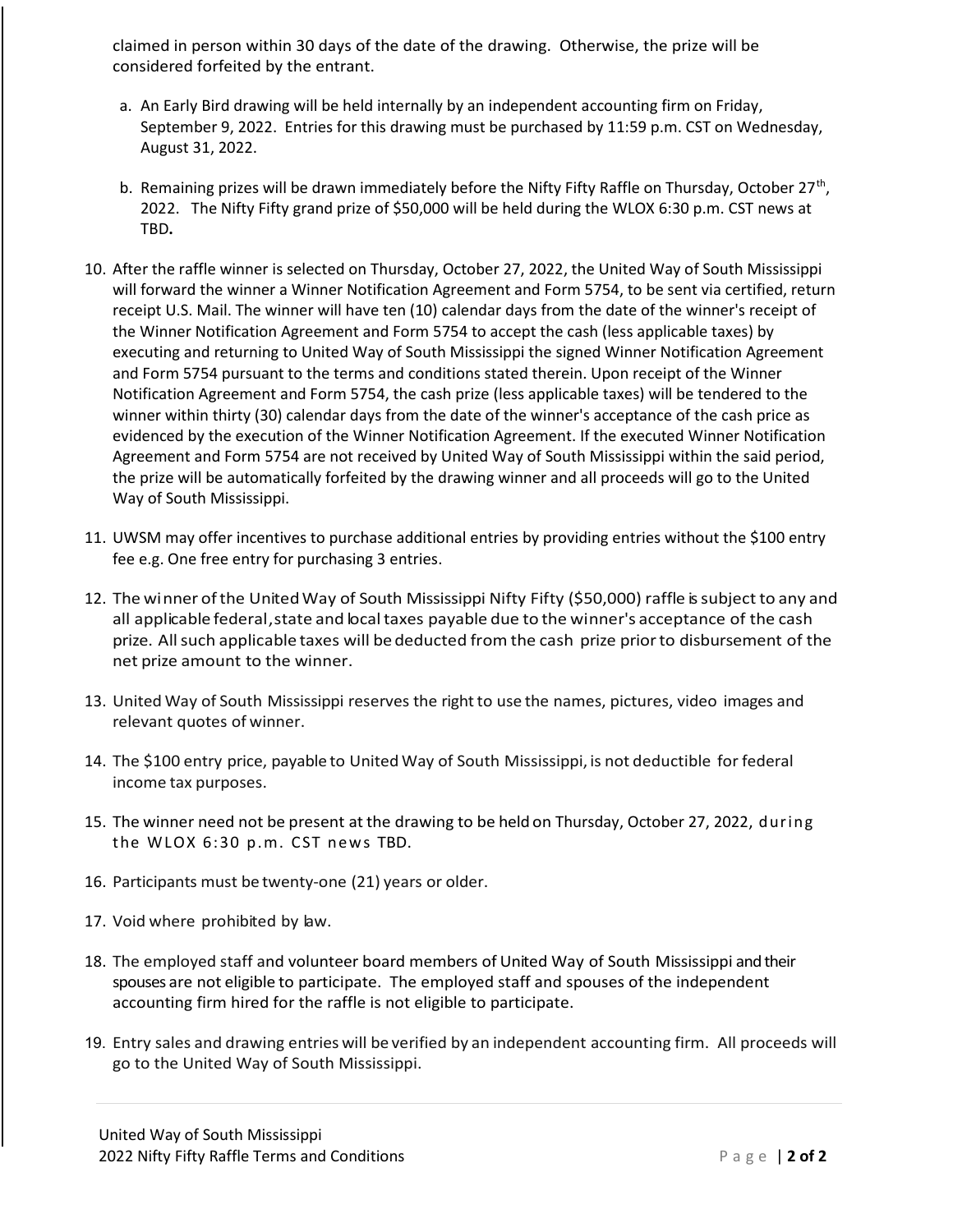claimed in person within 30 days of the date of the drawing. Otherwise, the prize will be considered forfeited by the entrant.

a. An Early Bird drawing will be held internally by an independent accounting firm on Friday, September 9, 2022. Entries for this drawing must be purchased by 11:59 p.m. CST on Wednesday, August 31, 2022.

b. Remaining prizes will be drawn immediately before the Nifty Fifty Raffle on Thursday, October 27th, 2022. The Nifty Fifty grand prize of $50,000 will be held during the WLOX 6:30 p.m. CST news at TBD**.**

10. After the raffle winner is selected on Thursday, October 27, 2022, the United Way of South Mississippi will forward the winner a Winner Notification Agreement and Form 5754, to be sent via certified, return receipt U.S. Mail. The winner will have ten (10) calendar days from the date of the winner's receipt of the Winner Notification Agreement and Form 5754 to accept the cash (less applicable taxes) by executing and returning to United Way of South Mississippi the signed Winner Notification Agreement and Form 5754 pursuant to the terms and conditions stated therein. Upon receipt of the Winner Notification Agreement and Form 5754, the cash prize (less applicable taxes) will be tendered to the winner within thirty (30) calendar days from the date of the winner's acceptance of the cash price as evidenced by the execution of the Winner Notification Agreement. If the executed Winner Notification Agreement and Form 5754 are not received by United Way of South Mississippi within the said period, the prize will be automatically forfeited by the drawing winner and all proceeds will go to the United Way of South Mississippi.

11. UWSM may offer incentives to purchase additional entries by providing entries without the $100 entry fee e.g. One free entry for purchasing 3 entries.

12. The winner of the United Way of South Mississippi Nifty Fifty ($50,000) raffle is subject to any and all applicable federal, state and local taxes payable due to the winner's acceptance of the cash prize. All such applicable taxes will be deducted from the cash prize prior to disbursement of the net prize amount to the winner.

13. United Way of South Mississippi reserves the right to use the names, pictures, video images and relevant quotes of winner.

14. The $100 entry price, payable to United Way of South Mississippi, is not deductible for federal income tax purposes.

15. The winner need not be present at the drawing to be held on Thursday, October 27, 2022, during the WLOX 6:30 p.m. CST news TBD.

16. Participants must be twenty-one (21) years or older.

17. Void where prohibited by law.

18. The employed staff and volunteer board members of United Way of South Mississippi and their spouses are not eligible to participate. The employed staff and spouses of the independent accounting firm hired for the raffle is not eligible to participate.

19. Entry sales and drawing entries will be verified by an independent accounting firm. All proceeds will go to the United Way of South Mississippi.